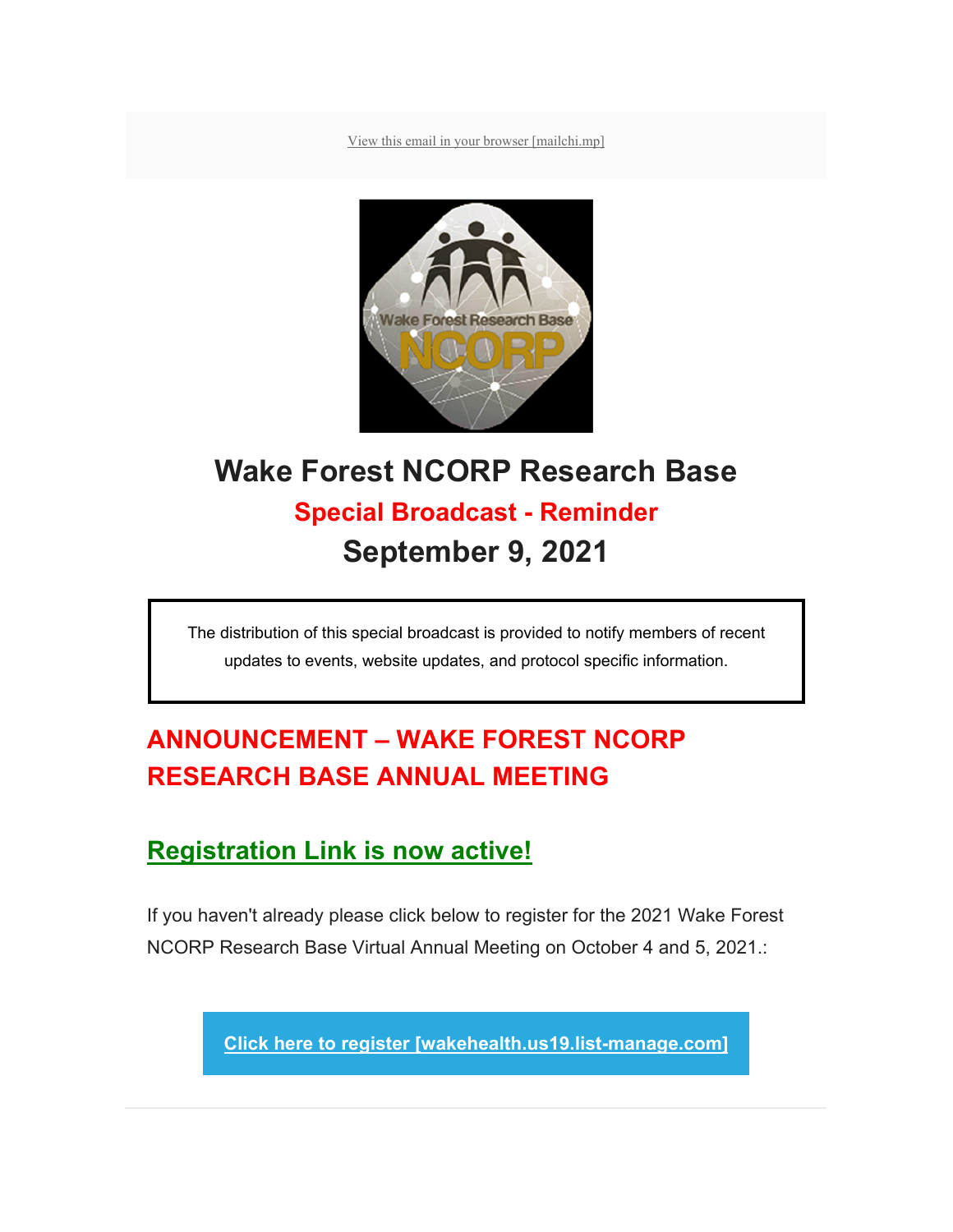View this email in your browser [mailchi.mp]

# Wake Forest NCORP Research Base

## Special Broadcast - Reminder

## September 9, 2021

The distribution of this special broadcast is provided to notify members of recent updates to events, website updates, and protocol specific information.

## ANNOUNCEMENT – WAKE FOREST NCORP RESEARCH BASE ANNUAL MEETING

### Registration Link is now active!

If you haven't already please click below to register for the 2021 Wake Forest NCORP Research Base Virtual Annual Meeting on October 4 and 5, 2021.:

**Click here to register [wakehealth.us19.list-manage.com]**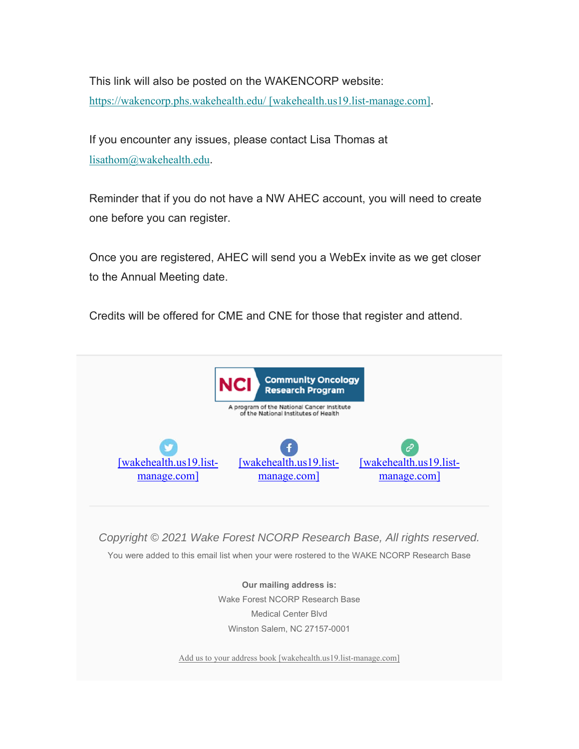This link will also be posted on the WAKENCORP website: https://wakencorp.phs.wakehealth.edu/ [wakehealth.us19.list-manage.com].

If you encounter any issues, please contact Lisa Thomas at lisathom@wakehealth.edu.

Reminder that if you do not have a NW AHEC account, you will need to create one before you can register.

Once you are registered, AHEC will send you a WebEx invite as we get closer to the Annual Meeting date.

Credits will be offered for CME and CNE for those that register and attend.

NCI Community Oncology Research Program

A program of the National Cancer Institute of the National Institutes of Health

[wakehealth.us19.list-manage.com] [wakehealth.us19.list-manage.com] [wakehealth.us19.list-manage.com]

*Copyright © 2021 Wake Forest NCORP Research Base, All rights reserved.*

You were added to this email list when your were rostered to the WAKE NCORP Research Base

**Our mailing address is:**

Wake Forest NCORP Research Base
Medical Center Blvd
Winston Salem, NC 27157-0001

Add us to your address book [wakehealth.us19.list-manage.com]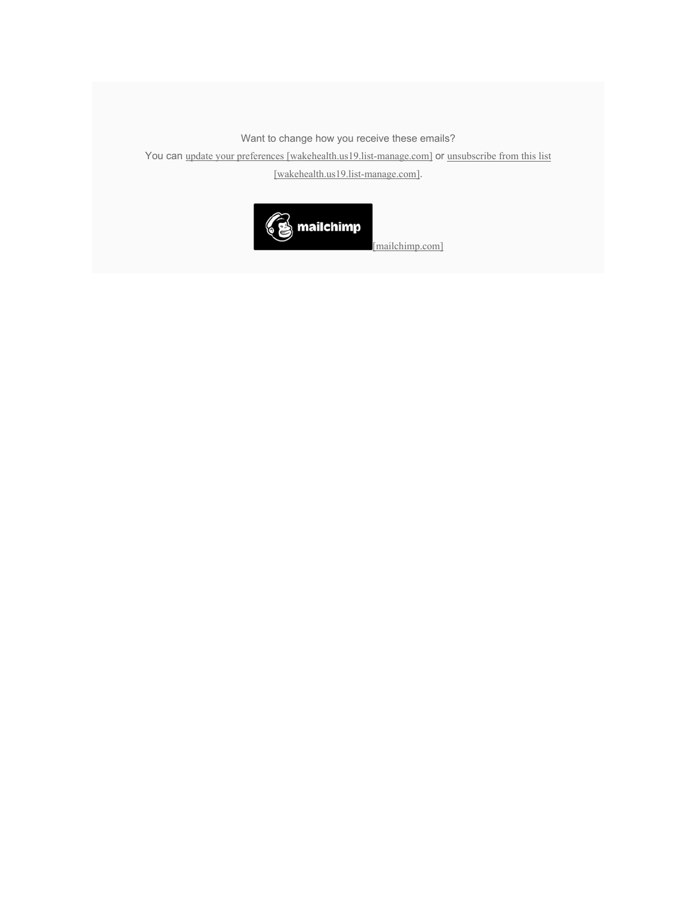Want to change how you receive these emails?
You can update your preferences [wakehealth.us19.list-manage.com] or unsubscribe from this list [wakehealth.us19.list-manage.com].

[mailchimp.com]